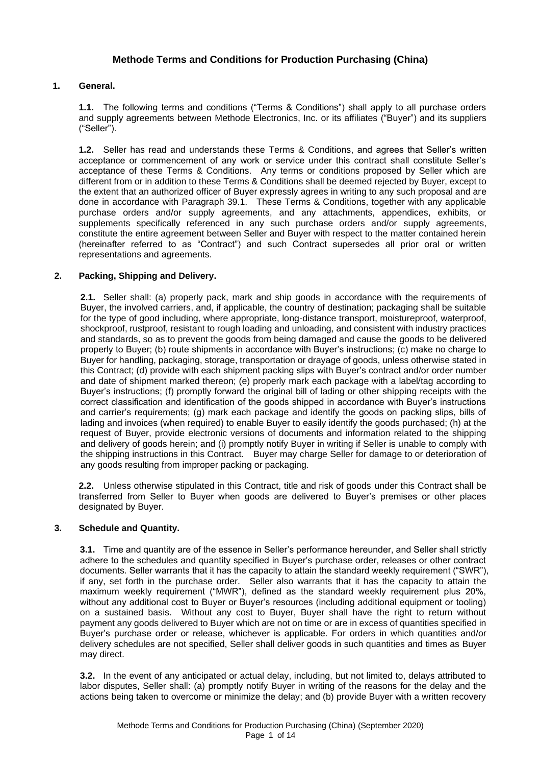# Methode Terms and Conditions for Production Purchasing (China)

## 1. General.

**1.1.** The following terms and conditions ("Terms & Conditions") shall apply to all purchase orders and supply agreements between Methode Electronics, Inc. or its affiliates ("Buyer") and its suppliers ("Seller").

**1.2.** Seller has read and understands these Terms & Conditions, and agrees that Seller's written acceptance or commencement of any work or service under this contract shall constitute Seller's acceptance of these Terms & Conditions. Any terms or conditions proposed by Seller which are different from or in addition to these Terms & Conditions shall be deemed rejected by Buyer, except to the extent that an authorized officer of Buyer expressly agrees in writing to any such proposal and are done in accordance with Paragraph 39.1. These Terms & Conditions, together with any applicable purchase orders and/or supply agreements, and any attachments, appendices, exhibits, or supplements specifically referenced in any such purchase orders and/or supply agreements, constitute the entire agreement between Seller and Buyer with respect to the matter contained herein (hereinafter referred to as "Contract") and such Contract supersedes all prior oral or written representations and agreements.

## 2. Packing, Shipping and Delivery.

**2.1.** Seller shall: (a) properly pack, mark and ship goods in accordance with the requirements of Buyer, the involved carriers, and, if applicable, the country of destination; packaging shall be suitable for the type of good including, where appropriate, long-distance transport, moistureproof, waterproof, shockproof, rustproof, resistant to rough loading and unloading, and consistent with industry practices and standards, so as to prevent the goods from being damaged and cause the goods to be delivered properly to Buyer; (b) route shipments in accordance with Buyer's instructions; (c) make no charge to Buyer for handling, packaging, storage, transportation or drayage of goods, unless otherwise stated in this Contract; (d) provide with each shipment packing slips with Buyer's contract and/or order number and date of shipment marked thereon; (e) properly mark each package with a label/tag according to Buyer's instructions; (f) promptly forward the original bill of lading or other shipping receipts with the correct classification and identification of the goods shipped in accordance with Buyer's instructions and carrier's requirements; (g) mark each package and identify the goods on packing slips, bills of lading and invoices (when required) to enable Buyer to easily identify the goods purchased; (h) at the request of Buyer, provide electronic versions of documents and information related to the shipping and delivery of goods herein; and (i) promptly notify Buyer in writing if Seller is unable to comply with the shipping instructions in this Contract. Buyer may charge Seller for damage to or deterioration of any goods resulting from improper packing or packaging.

**2.2.** Unless otherwise stipulated in this Contract, title and risk of goods under this Contract shall be transferred from Seller to Buyer when goods are delivered to Buyer's premises or other places designated by Buyer.

## 3. Schedule and Quantity.

**3.1.** Time and quantity are of the essence in Seller's performance hereunder, and Seller shall strictly adhere to the schedules and quantity specified in Buyer's purchase order, releases or other contract documents. Seller warrants that it has the capacity to attain the standard weekly requirement ("SWR"), if any, set forth in the purchase order. Seller also warrants that it has the capacity to attain the maximum weekly requirement ("MWR"), defined as the standard weekly requirement plus 20%, without any additional cost to Buyer or Buyer's resources (including additional equipment or tooling) on a sustained basis. Without any cost to Buyer, Buyer shall have the right to return without payment any goods delivered to Buyer which are not on time or are in excess of quantities specified in Buyer's purchase order or release, whichever is applicable. For orders in which quantities and/or delivery schedules are not specified, Seller shall deliver goods in such quantities and times as Buyer may direct.

**3.2.** In the event of any anticipated or actual delay, including, but not limited to, delays attributed to labor disputes, Seller shall: (a) promptly notify Buyer in writing of the reasons for the delay and the actions being taken to overcome or minimize the delay; and (b) provide Buyer with a written recovery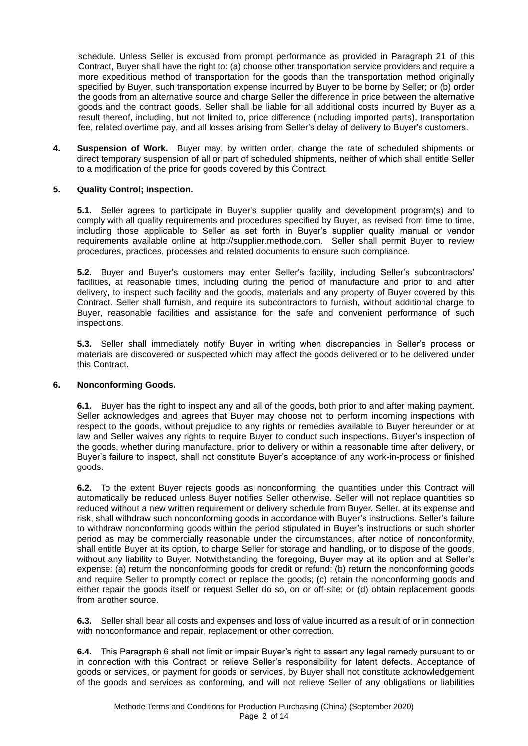schedule. Unless Seller is excused from prompt performance as provided in Paragraph 21 of this Contract, Buyer shall have the right to: (a) choose other transportation service providers and require a more expeditious method of transportation for the goods than the transportation method originally specified by Buyer, such transportation expense incurred by Buyer to be borne by Seller; or (b) order the goods from an alternative source and charge Seller the difference in price between the alternative goods and the contract goods. Seller shall be liable for all additional costs incurred by Buyer as a result thereof, including, but not limited to, price difference (including imported parts), transportation fee, related overtime pay, and all losses arising from Seller's delay of delivery to Buyer's customers.

**4. Suspension of Work.** Buyer may, by written order, change the rate of scheduled shipments or direct temporary suspension of all or part of scheduled shipments, neither of which shall entitle Seller to a modification of the price for goods covered by this Contract.

**5. Quality Control; Inspection.**

**5.1.** Seller agrees to participate in Buyer's supplier quality and development program(s) and to comply with all quality requirements and procedures specified by Buyer, as revised from time to time, including those applicable to Seller as set forth in Buyer's supplier quality manual or vendor requirements available online at http://supplier.methode.com. Seller shall permit Buyer to review procedures, practices, processes and related documents to ensure such compliance.

**5.2.** Buyer and Buyer's customers may enter Seller's facility, including Seller's subcontractors' facilities, at reasonable times, including during the period of manufacture and prior to and after delivery, to inspect such facility and the goods, materials and any property of Buyer covered by this Contract. Seller shall furnish, and require its subcontractors to furnish, without additional charge to Buyer, reasonable facilities and assistance for the safe and convenient performance of such inspections.

**5.3.** Seller shall immediately notify Buyer in writing when discrepancies in Seller's process or materials are discovered or suspected which may affect the goods delivered or to be delivered under this Contract.

**6. Nonconforming Goods.**

**6.1.** Buyer has the right to inspect any and all of the goods, both prior to and after making payment. Seller acknowledges and agrees that Buyer may choose not to perform incoming inspections with respect to the goods, without prejudice to any rights or remedies available to Buyer hereunder or at law and Seller waives any rights to require Buyer to conduct such inspections. Buyer's inspection of the goods, whether during manufacture, prior to delivery or within a reasonable time after delivery, or Buyer's failure to inspect, shall not constitute Buyer's acceptance of any work-in-process or finished goods.

**6.2.** To the extent Buyer rejects goods as nonconforming, the quantities under this Contract will automatically be reduced unless Buyer notifies Seller otherwise. Seller will not replace quantities so reduced without a new written requirement or delivery schedule from Buyer. Seller, at its expense and risk, shall withdraw such nonconforming goods in accordance with Buyer's instructions. Seller's failure to withdraw nonconforming goods within the period stipulated in Buyer's instructions or such shorter period as may be commercially reasonable under the circumstances, after notice of nonconformity, shall entitle Buyer at its option, to charge Seller for storage and handling, or to dispose of the goods, without any liability to Buyer. Notwithstanding the foregoing, Buyer may at its option and at Seller's expense: (a) return the nonconforming goods for credit or refund; (b) return the nonconforming goods and require Seller to promptly correct or replace the goods; (c) retain the nonconforming goods and either repair the goods itself or request Seller do so, on or off-site; or (d) obtain replacement goods from another source.

**6.3.** Seller shall bear all costs and expenses and loss of value incurred as a result of or in connection with nonconformance and repair, replacement or other correction.

**6.4.** This Paragraph 6 shall not limit or impair Buyer's right to assert any legal remedy pursuant to or in connection with this Contract or relieve Seller's responsibility for latent defects. Acceptance of goods or services, or payment for goods or services, by Buyer shall not constitute acknowledgement of the goods and services as conforming, and will not relieve Seller of any obligations or liabilities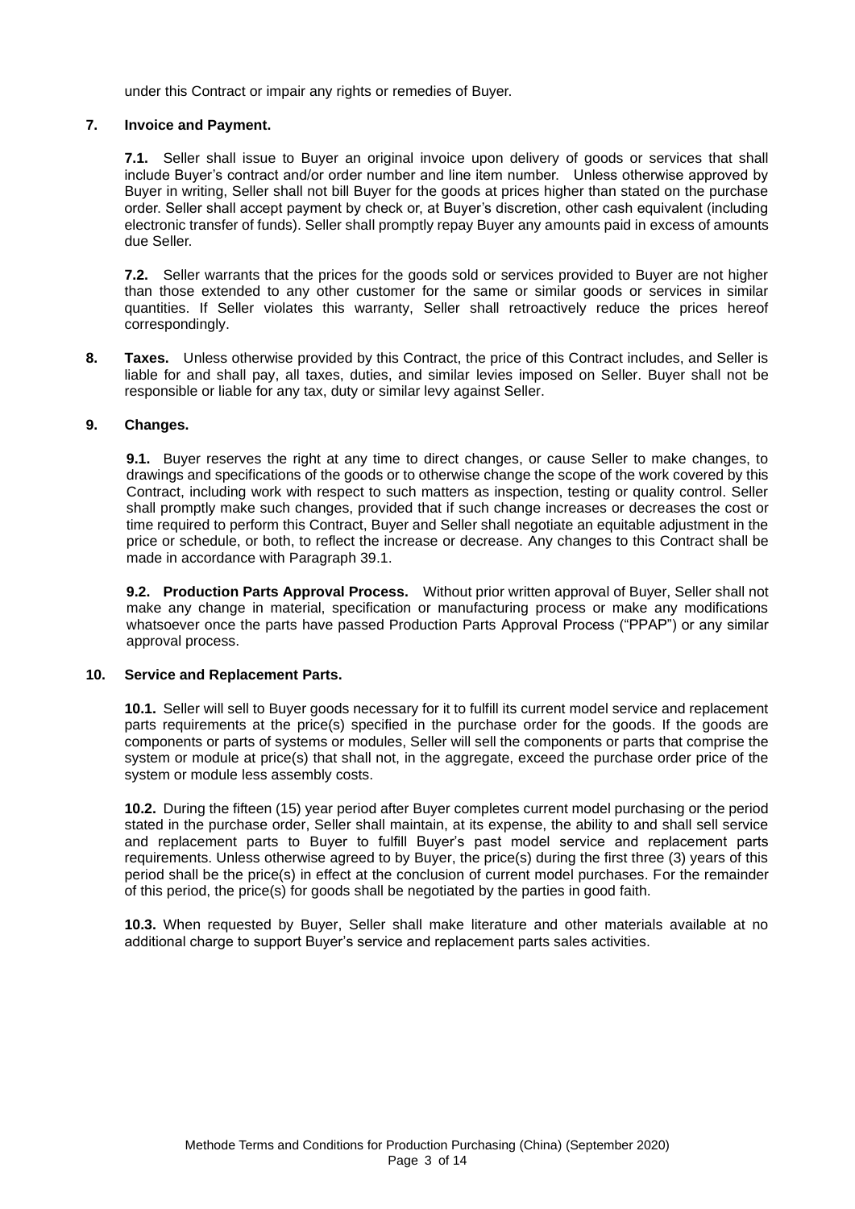under this Contract or impair any rights or remedies of Buyer.

**7. Invoice and Payment.**

**7.1.** Seller shall issue to Buyer an original invoice upon delivery of goods or services that shall include Buyer's contract and/or order number and line item number. Unless otherwise approved by Buyer in writing, Seller shall not bill Buyer for the goods at prices higher than stated on the purchase order. Seller shall accept payment by check or, at Buyer's discretion, other cash equivalent (including electronic transfer of funds). Seller shall promptly repay Buyer any amounts paid in excess of amounts due Seller.

**7.2.** Seller warrants that the prices for the goods sold or services provided to Buyer are not higher than those extended to any other customer for the same or similar goods or services in similar quantities. If Seller violates this warranty, Seller shall retroactively reduce the prices hereof correspondingly.

**8. Taxes.** Unless otherwise provided by this Contract, the price of this Contract includes, and Seller is liable for and shall pay, all taxes, duties, and similar levies imposed on Seller. Buyer shall not be responsible or liable for any tax, duty or similar levy against Seller.

**9. Changes.**

**9.1.** Buyer reserves the right at any time to direct changes, or cause Seller to make changes, to drawings and specifications of the goods or to otherwise change the scope of the work covered by this Contract, including work with respect to such matters as inspection, testing or quality control. Seller shall promptly make such changes, provided that if such change increases or decreases the cost or time required to perform this Contract, Buyer and Seller shall negotiate an equitable adjustment in the price or schedule, or both, to reflect the increase or decrease. Any changes to this Contract shall be made in accordance with Paragraph 39.1.

**9.2. Production Parts Approval Process.** Without prior written approval of Buyer, Seller shall not make any change in material, specification or manufacturing process or make any modifications whatsoever once the parts have passed Production Parts Approval Process ("PPAP") or any similar approval process.

**10. Service and Replacement Parts.**

**10.1.** Seller will sell to Buyer goods necessary for it to fulfill its current model service and replacement parts requirements at the price(s) specified in the purchase order for the goods. If the goods are components or parts of systems or modules, Seller will sell the components or parts that comprise the system or module at price(s) that shall not, in the aggregate, exceed the purchase order price of the system or module less assembly costs.

**10.2.** During the fifteen (15) year period after Buyer completes current model purchasing or the period stated in the purchase order, Seller shall maintain, at its expense, the ability to and shall sell service and replacement parts to Buyer to fulfill Buyer's past model service and replacement parts requirements. Unless otherwise agreed to by Buyer, the price(s) during the first three (3) years of this period shall be the price(s) in effect at the conclusion of current model purchases. For the remainder of this period, the price(s) for goods shall be negotiated by the parties in good faith.

**10.3.** When requested by Buyer, Seller shall make literature and other materials available at no additional charge to support Buyer's service and replacement parts sales activities.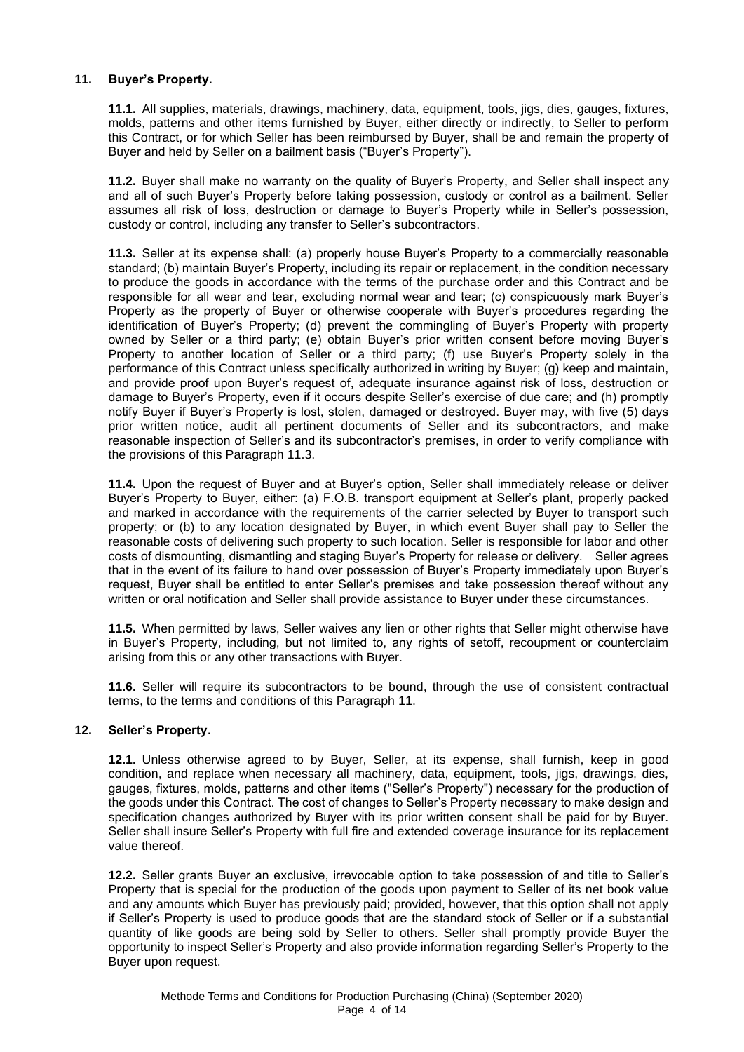## 11. Buyer's Property.

**11.1.** All supplies, materials, drawings, machinery, data, equipment, tools, jigs, dies, gauges, fixtures, molds, patterns and other items furnished by Buyer, either directly or indirectly, to Seller to perform this Contract, or for which Seller has been reimbursed by Buyer, shall be and remain the property of Buyer and held by Seller on a bailment basis ("Buyer's Property").

**11.2.** Buyer shall make no warranty on the quality of Buyer's Property, and Seller shall inspect any and all of such Buyer's Property before taking possession, custody or control as a bailment. Seller assumes all risk of loss, destruction or damage to Buyer's Property while in Seller's possession, custody or control, including any transfer to Seller's subcontractors.

**11.3.** Seller at its expense shall: (a) properly house Buyer's Property to a commercially reasonable standard; (b) maintain Buyer's Property, including its repair or replacement, in the condition necessary to produce the goods in accordance with the terms of the purchase order and this Contract and be responsible for all wear and tear, excluding normal wear and tear; (c) conspicuously mark Buyer's Property as the property of Buyer or otherwise cooperate with Buyer's procedures regarding the identification of Buyer's Property; (d) prevent the commingling of Buyer's Property with property owned by Seller or a third party; (e) obtain Buyer's prior written consent before moving Buyer's Property to another location of Seller or a third party; (f) use Buyer's Property solely in the performance of this Contract unless specifically authorized in writing by Buyer; (g) keep and maintain, and provide proof upon Buyer's request of, adequate insurance against risk of loss, destruction or damage to Buyer's Property, even if it occurs despite Seller's exercise of due care; and (h) promptly notify Buyer if Buyer's Property is lost, stolen, damaged or destroyed. Buyer may, with five (5) days prior written notice, audit all pertinent documents of Seller and its subcontractors, and make reasonable inspection of Seller's and its subcontractor's premises, in order to verify compliance with the provisions of this Paragraph 11.3.

**11.4.** Upon the request of Buyer and at Buyer's option, Seller shall immediately release or deliver Buyer's Property to Buyer, either: (a) F.O.B. transport equipment at Seller's plant, properly packed and marked in accordance with the requirements of the carrier selected by Buyer to transport such property; or (b) to any location designated by Buyer, in which event Buyer shall pay to Seller the reasonable costs of delivering such property to such location. Seller is responsible for labor and other costs of dismounting, dismantling and staging Buyer's Property for release or delivery. Seller agrees that in the event of its failure to hand over possession of Buyer's Property immediately upon Buyer's request, Buyer shall be entitled to enter Seller's premises and take possession thereof without any written or oral notification and Seller shall provide assistance to Buyer under these circumstances.

**11.5.** When permitted by laws, Seller waives any lien or other rights that Seller might otherwise have in Buyer's Property, including, but not limited to, any rights of setoff, recoupment or counterclaim arising from this or any other transactions with Buyer.

**11.6.** Seller will require its subcontractors to be bound, through the use of consistent contractual terms, to the terms and conditions of this Paragraph 11.

## 12. Seller's Property.

**12.1.** Unless otherwise agreed to by Buyer, Seller, at its expense, shall furnish, keep in good condition, and replace when necessary all machinery, data, equipment, tools, jigs, drawings, dies, gauges, fixtures, molds, patterns and other items ("Seller's Property") necessary for the production of the goods under this Contract. The cost of changes to Seller's Property necessary to make design and specification changes authorized by Buyer with its prior written consent shall be paid for by Buyer. Seller shall insure Seller's Property with full fire and extended coverage insurance for its replacement value thereof.

**12.2.** Seller grants Buyer an exclusive, irrevocable option to take possession of and title to Seller's Property that is special for the production of the goods upon payment to Seller of its net book value and any amounts which Buyer has previously paid; provided, however, that this option shall not apply if Seller's Property is used to produce goods that are the standard stock of Seller or if a substantial quantity of like goods are being sold by Seller to others. Seller shall promptly provide Buyer the opportunity to inspect Seller's Property and also provide information regarding Seller's Property to the Buyer upon request.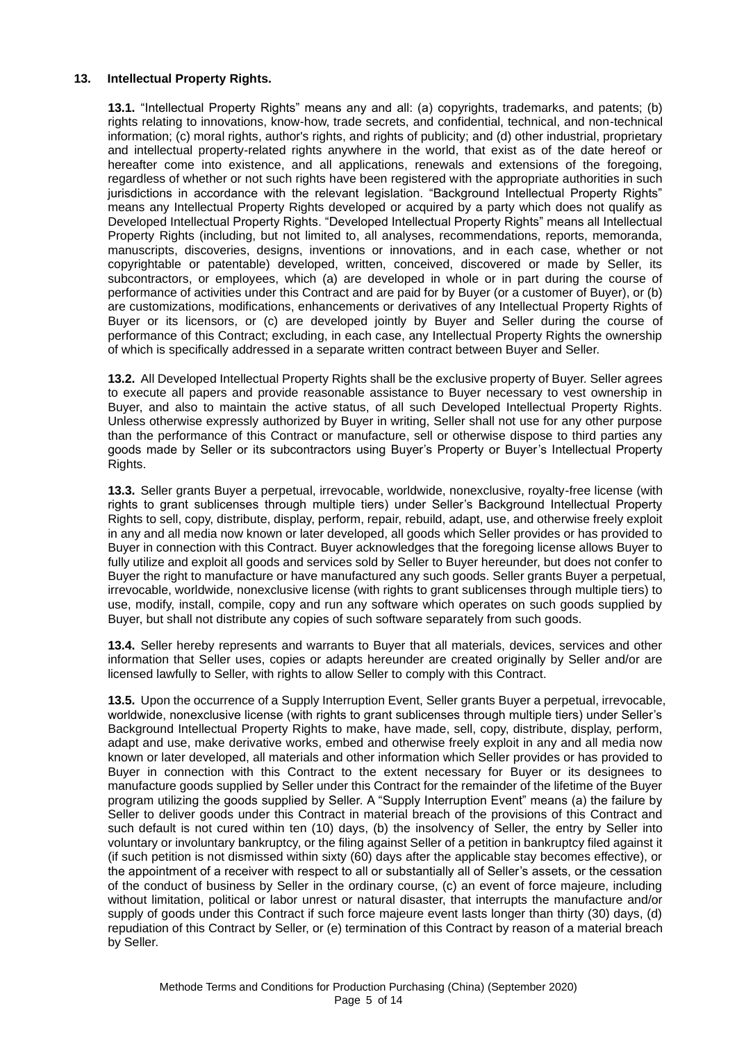## 13. Intellectual Property Rights.

**13.1.** "Intellectual Property Rights" means any and all: (a) copyrights, trademarks, and patents; (b) rights relating to innovations, know-how, trade secrets, and confidential, technical, and non-technical information; (c) moral rights, author's rights, and rights of publicity; and (d) other industrial, proprietary and intellectual property-related rights anywhere in the world, that exist as of the date hereof or hereafter come into existence, and all applications, renewals and extensions of the foregoing, regardless of whether or not such rights have been registered with the appropriate authorities in such jurisdictions in accordance with the relevant legislation. "Background Intellectual Property Rights" means any Intellectual Property Rights developed or acquired by a party which does not qualify as Developed Intellectual Property Rights. "Developed Intellectual Property Rights" means all Intellectual Property Rights (including, but not limited to, all analyses, recommendations, reports, memoranda, manuscripts, discoveries, designs, inventions or innovations, and in each case, whether or not copyrightable or patentable) developed, written, conceived, discovered or made by Seller, its subcontractors, or employees, which (a) are developed in whole or in part during the course of performance of activities under this Contract and are paid for by Buyer (or a customer of Buyer), or (b) are customizations, modifications, enhancements or derivatives of any Intellectual Property Rights of Buyer or its licensors, or (c) are developed jointly by Buyer and Seller during the course of performance of this Contract; excluding, in each case, any Intellectual Property Rights the ownership of which is specifically addressed in a separate written contract between Buyer and Seller.

**13.2.** All Developed Intellectual Property Rights shall be the exclusive property of Buyer. Seller agrees to execute all papers and provide reasonable assistance to Buyer necessary to vest ownership in Buyer, and also to maintain the active status, of all such Developed Intellectual Property Rights. Unless otherwise expressly authorized by Buyer in writing, Seller shall not use for any other purpose than the performance of this Contract or manufacture, sell or otherwise dispose to third parties any goods made by Seller or its subcontractors using Buyer's Property or Buyer's Intellectual Property Rights.

**13.3.** Seller grants Buyer a perpetual, irrevocable, worldwide, nonexclusive, royalty-free license (with rights to grant sublicenses through multiple tiers) under Seller's Background Intellectual Property Rights to sell, copy, distribute, display, perform, repair, rebuild, adapt, use, and otherwise freely exploit in any and all media now known or later developed, all goods which Seller provides or has provided to Buyer in connection with this Contract. Buyer acknowledges that the foregoing license allows Buyer to fully utilize and exploit all goods and services sold by Seller to Buyer hereunder, but does not confer to Buyer the right to manufacture or have manufactured any such goods. Seller grants Buyer a perpetual, irrevocable, worldwide, nonexclusive license (with rights to grant sublicenses through multiple tiers) to use, modify, install, compile, copy and run any software which operates on such goods supplied by Buyer, but shall not distribute any copies of such software separately from such goods.

**13.4.** Seller hereby represents and warrants to Buyer that all materials, devices, services and other information that Seller uses, copies or adapts hereunder are created originally by Seller and/or are licensed lawfully to Seller, with rights to allow Seller to comply with this Contract.

**13.5.** Upon the occurrence of a Supply Interruption Event, Seller grants Buyer a perpetual, irrevocable, worldwide, nonexclusive license (with rights to grant sublicenses through multiple tiers) under Seller's Background Intellectual Property Rights to make, have made, sell, copy, distribute, display, perform, adapt and use, make derivative works, embed and otherwise freely exploit in any and all media now known or later developed, all materials and other information which Seller provides or has provided to Buyer in connection with this Contract to the extent necessary for Buyer or its designees to manufacture goods supplied by Seller under this Contract for the remainder of the lifetime of the Buyer program utilizing the goods supplied by Seller. A "Supply Interruption Event" means (a) the failure by Seller to deliver goods under this Contract in material breach of the provisions of this Contract and such default is not cured within ten (10) days, (b) the insolvency of Seller, the entry by Seller into voluntary or involuntary bankruptcy, or the filing against Seller of a petition in bankruptcy filed against it (if such petition is not dismissed within sixty (60) days after the applicable stay becomes effective), or the appointment of a receiver with respect to all or substantially all of Seller's assets, or the cessation of the conduct of business by Seller in the ordinary course, (c) an event of force majeure, including without limitation, political or labor unrest or natural disaster, that interrupts the manufacture and/or supply of goods under this Contract if such force majeure event lasts longer than thirty (30) days, (d) repudiation of this Contract by Seller, or (e) termination of this Contract by reason of a material breach by Seller.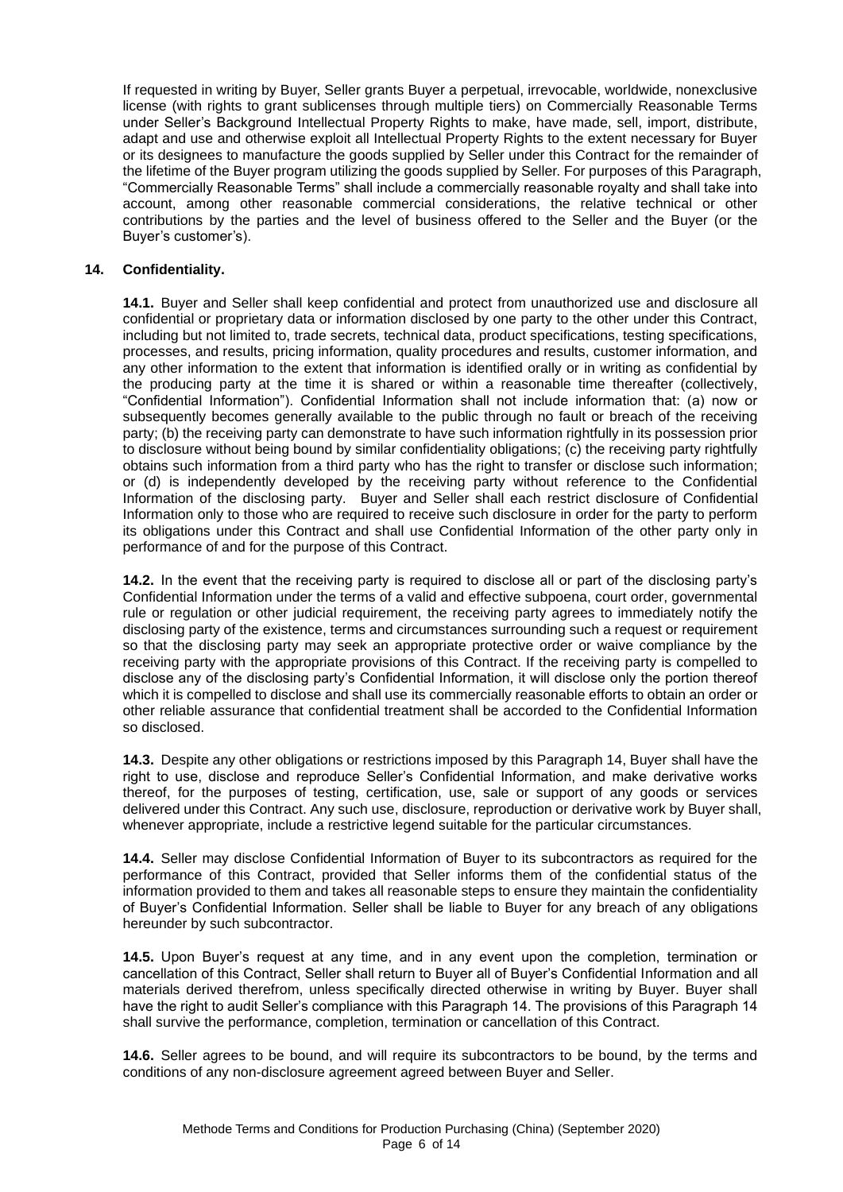If requested in writing by Buyer, Seller grants Buyer a perpetual, irrevocable, worldwide, nonexclusive license (with rights to grant sublicenses through multiple tiers) on Commercially Reasonable Terms under Seller's Background Intellectual Property Rights to make, have made, sell, import, distribute, adapt and use and otherwise exploit all Intellectual Property Rights to the extent necessary for Buyer or its designees to manufacture the goods supplied by Seller under this Contract for the remainder of the lifetime of the Buyer program utilizing the goods supplied by Seller. For purposes of this Paragraph, "Commercially Reasonable Terms" shall include a commercially reasonable royalty and shall take into account, among other reasonable commercial considerations, the relative technical or other contributions by the parties and the level of business offered to the Seller and the Buyer (or the Buyer's customer's).

## 14. Confidentiality.

**14.1.** Buyer and Seller shall keep confidential and protect from unauthorized use and disclosure all confidential or proprietary data or information disclosed by one party to the other under this Contract, including but not limited to, trade secrets, technical data, product specifications, testing specifications, processes, and results, pricing information, quality procedures and results, customer information, and any other information to the extent that information is identified orally or in writing as confidential by the producing party at the time it is shared or within a reasonable time thereafter (collectively, "Confidential Information"). Confidential Information shall not include information that: (a) now or subsequently becomes generally available to the public through no fault or breach of the receiving party; (b) the receiving party can demonstrate to have such information rightfully in its possession prior to disclosure without being bound by similar confidentiality obligations; (c) the receiving party rightfully obtains such information from a third party who has the right to transfer or disclose such information; or (d) is independently developed by the receiving party without reference to the Confidential Information of the disclosing party. Buyer and Seller shall each restrict disclosure of Confidential Information only to those who are required to receive such disclosure in order for the party to perform its obligations under this Contract and shall use Confidential Information of the other party only in performance of and for the purpose of this Contract.

**14.2.** In the event that the receiving party is required to disclose all or part of the disclosing party's Confidential Information under the terms of a valid and effective subpoena, court order, governmental rule or regulation or other judicial requirement, the receiving party agrees to immediately notify the disclosing party of the existence, terms and circumstances surrounding such a request or requirement so that the disclosing party may seek an appropriate protective order or waive compliance by the receiving party with the appropriate provisions of this Contract. If the receiving party is compelled to disclose any of the disclosing party's Confidential Information, it will disclose only the portion thereof which it is compelled to disclose and shall use its commercially reasonable efforts to obtain an order or other reliable assurance that confidential treatment shall be accorded to the Confidential Information so disclosed.

**14.3.** Despite any other obligations or restrictions imposed by this Paragraph 14, Buyer shall have the right to use, disclose and reproduce Seller's Confidential Information, and make derivative works thereof, for the purposes of testing, certification, use, sale or support of any goods or services delivered under this Contract. Any such use, disclosure, reproduction or derivative work by Buyer shall, whenever appropriate, include a restrictive legend suitable for the particular circumstances.

**14.4.** Seller may disclose Confidential Information of Buyer to its subcontractors as required for the performance of this Contract, provided that Seller informs them of the confidential status of the information provided to them and takes all reasonable steps to ensure they maintain the confidentiality of Buyer's Confidential Information. Seller shall be liable to Buyer for any breach of any obligations hereunder by such subcontractor.

**14.5.** Upon Buyer's request at any time, and in any event upon the completion, termination or cancellation of this Contract, Seller shall return to Buyer all of Buyer's Confidential Information and all materials derived therefrom, unless specifically directed otherwise in writing by Buyer. Buyer shall have the right to audit Seller's compliance with this Paragraph 14. The provisions of this Paragraph 14 shall survive the performance, completion, termination or cancellation of this Contract.

**14.6.** Seller agrees to be bound, and will require its subcontractors to be bound, by the terms and conditions of any non-disclosure agreement agreed between Buyer and Seller.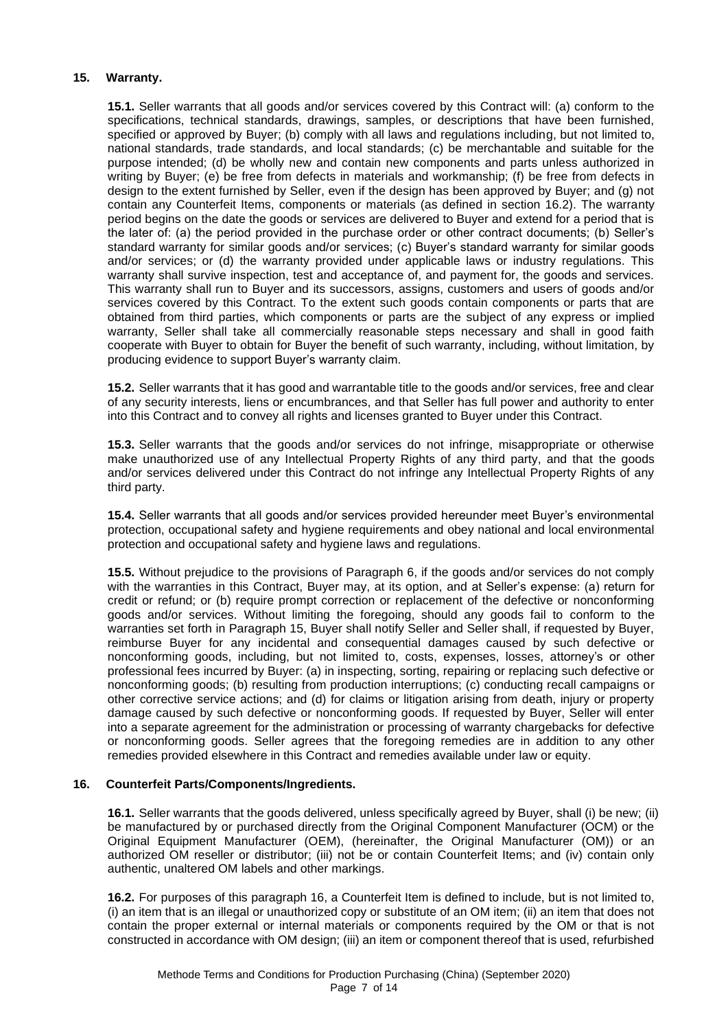## 15. Warranty.

**15.1.** Seller warrants that all goods and/or services covered by this Contract will: (a) conform to the specifications, technical standards, drawings, samples, or descriptions that have been furnished, specified or approved by Buyer; (b) comply with all laws and regulations including, but not limited to, national standards, trade standards, and local standards; (c) be merchantable and suitable for the purpose intended; (d) be wholly new and contain new components and parts unless authorized in writing by Buyer; (e) be free from defects in materials and workmanship; (f) be free from defects in design to the extent furnished by Seller, even if the design has been approved by Buyer; and (g) not contain any Counterfeit Items, components or materials (as defined in section 16.2). The warranty period begins on the date the goods or services are delivered to Buyer and extend for a period that is the later of: (a) the period provided in the purchase order or other contract documents; (b) Seller's standard warranty for similar goods and/or services; (c) Buyer's standard warranty for similar goods and/or services; or (d) the warranty provided under applicable laws or industry regulations. This warranty shall survive inspection, test and acceptance of, and payment for, the goods and services. This warranty shall run to Buyer and its successors, assigns, customers and users of goods and/or services covered by this Contract. To the extent such goods contain components or parts that are obtained from third parties, which components or parts are the subject of any express or implied warranty, Seller shall take all commercially reasonable steps necessary and shall in good faith cooperate with Buyer to obtain for Buyer the benefit of such warranty, including, without limitation, by producing evidence to support Buyer's warranty claim.

**15.2.** Seller warrants that it has good and warrantable title to the goods and/or services, free and clear of any security interests, liens or encumbrances, and that Seller has full power and authority to enter into this Contract and to convey all rights and licenses granted to Buyer under this Contract.

**15.3.** Seller warrants that the goods and/or services do not infringe, misappropriate or otherwise make unauthorized use of any Intellectual Property Rights of any third party, and that the goods and/or services delivered under this Contract do not infringe any Intellectual Property Rights of any third party.

**15.4.** Seller warrants that all goods and/or services provided hereunder meet Buyer's environmental protection, occupational safety and hygiene requirements and obey national and local environmental protection and occupational safety and hygiene laws and regulations.

**15.5.** Without prejudice to the provisions of Paragraph 6, if the goods and/or services do not comply with the warranties in this Contract, Buyer may, at its option, and at Seller's expense: (a) return for credit or refund; or (b) require prompt correction or replacement of the defective or nonconforming goods and/or services. Without limiting the foregoing, should any goods fail to conform to the warranties set forth in Paragraph 15, Buyer shall notify Seller and Seller shall, if requested by Buyer, reimburse Buyer for any incidental and consequential damages caused by such defective or nonconforming goods, including, but not limited to, costs, expenses, losses, attorney's or other professional fees incurred by Buyer: (a) in inspecting, sorting, repairing or replacing such defective or nonconforming goods; (b) resulting from production interruptions; (c) conducting recall campaigns or other corrective service actions; and (d) for claims or litigation arising from death, injury or property damage caused by such defective or nonconforming goods. If requested by Buyer, Seller will enter into a separate agreement for the administration or processing of warranty chargebacks for defective or nonconforming goods. Seller agrees that the foregoing remedies are in addition to any other remedies provided elsewhere in this Contract and remedies available under law or equity.

## 16. Counterfeit Parts/Components/Ingredients.

**16.1.** Seller warrants that the goods delivered, unless specifically agreed by Buyer, shall (i) be new; (ii) be manufactured by or purchased directly from the Original Component Manufacturer (OCM) or the Original Equipment Manufacturer (OEM), (hereinafter, the Original Manufacturer (OM)) or an authorized OM reseller or distributor; (iii) not be or contain Counterfeit Items; and (iv) contain only authentic, unaltered OM labels and other markings.

**16.2.** For purposes of this paragraph 16, a Counterfeit Item is defined to include, but is not limited to, (i) an item that is an illegal or unauthorized copy or substitute of an OM item; (ii) an item that does not contain the proper external or internal materials or components required by the OM or that is not constructed in accordance with OM design; (iii) an item or component thereof that is used, refurbished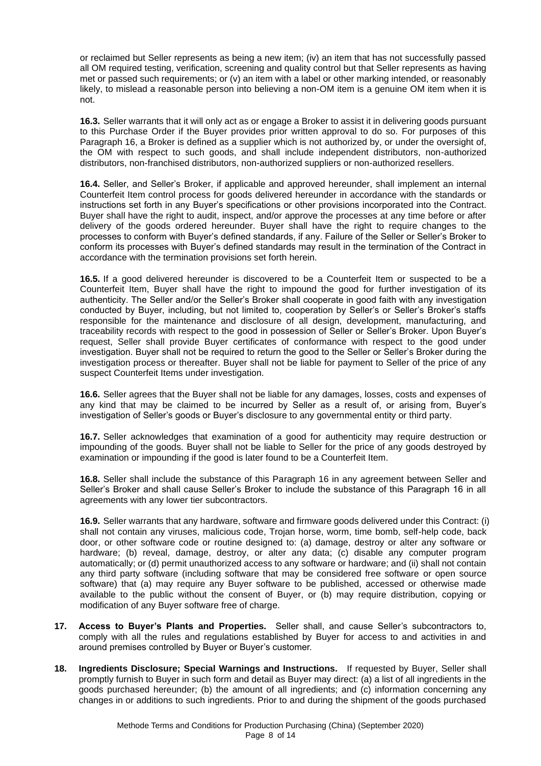or reclaimed but Seller represents as being a new item; (iv) an item that has not successfully passed all OM required testing, verification, screening and quality control but that Seller represents as having met or passed such requirements; or (v) an item with a label or other marking intended, or reasonably likely, to mislead a reasonable person into believing a non-OM item is a genuine OM item when it is not.

**16.3.** Seller warrants that it will only act as or engage a Broker to assist it in delivering goods pursuant to this Purchase Order if the Buyer provides prior written approval to do so. For purposes of this Paragraph 16, a Broker is defined as a supplier which is not authorized by, or under the oversight of, the OM with respect to such goods, and shall include independent distributors, non-authorized distributors, non-franchised distributors, non-authorized suppliers or non-authorized resellers.

**16.4.** Seller, and Seller's Broker, if applicable and approved hereunder, shall implement an internal Counterfeit Item control process for goods delivered hereunder in accordance with the standards or instructions set forth in any Buyer's specifications or other provisions incorporated into the Contract. Buyer shall have the right to audit, inspect, and/or approve the processes at any time before or after delivery of the goods ordered hereunder. Buyer shall have the right to require changes to the processes to conform with Buyer's defined standards, if any. Failure of the Seller or Seller's Broker to conform its processes with Buyer's defined standards may result in the termination of the Contract in accordance with the termination provisions set forth herein.

**16.5.** If a good delivered hereunder is discovered to be a Counterfeit Item or suspected to be a Counterfeit Item, Buyer shall have the right to impound the good for further investigation of its authenticity. The Seller and/or the Seller's Broker shall cooperate in good faith with any investigation conducted by Buyer, including, but not limited to, cooperation by Seller's or Seller's Broker's staffs responsible for the maintenance and disclosure of all design, development, manufacturing, and traceability records with respect to the good in possession of Seller or Seller's Broker. Upon Buyer's request, Seller shall provide Buyer certificates of conformance with respect to the good under investigation. Buyer shall not be required to return the good to the Seller or Seller's Broker during the investigation process or thereafter. Buyer shall not be liable for payment to Seller of the price of any suspect Counterfeit Items under investigation.

**16.6.** Seller agrees that the Buyer shall not be liable for any damages, losses, costs and expenses of any kind that may be claimed to be incurred by Seller as a result of, or arising from, Buyer's investigation of Seller's goods or Buyer's disclosure to any governmental entity or third party.

**16.7.** Seller acknowledges that examination of a good for authenticity may require destruction or impounding of the goods. Buyer shall not be liable to Seller for the price of any goods destroyed by examination or impounding if the good is later found to be a Counterfeit Item.

**16.8.** Seller shall include the substance of this Paragraph 16 in any agreement between Seller and Seller's Broker and shall cause Seller's Broker to include the substance of this Paragraph 16 in all agreements with any lower tier subcontractors.

**16.9.** Seller warrants that any hardware, software and firmware goods delivered under this Contract: (i) shall not contain any viruses, malicious code, Trojan horse, worm, time bomb, self-help code, back door, or other software code or routine designed to: (a) damage, destroy or alter any software or hardware; (b) reveal, damage, destroy, or alter any data; (c) disable any computer program automatically; or (d) permit unauthorized access to any software or hardware; and (ii) shall not contain any third party software (including software that may be considered free software or open source software) that (a) may require any Buyer software to be published, accessed or otherwise made available to the public without the consent of Buyer, or (b) may require distribution, copying or modification of any Buyer software free of charge.

**17. Access to Buyer's Plants and Properties.** Seller shall, and cause Seller's subcontractors to, comply with all the rules and regulations established by Buyer for access to and activities in and around premises controlled by Buyer or Buyer's customer.

**18. Ingredients Disclosure; Special Warnings and Instructions.** If requested by Buyer, Seller shall promptly furnish to Buyer in such form and detail as Buyer may direct: (a) a list of all ingredients in the goods purchased hereunder; (b) the amount of all ingredients; and (c) information concerning any changes in or additions to such ingredients. Prior to and during the shipment of the goods purchased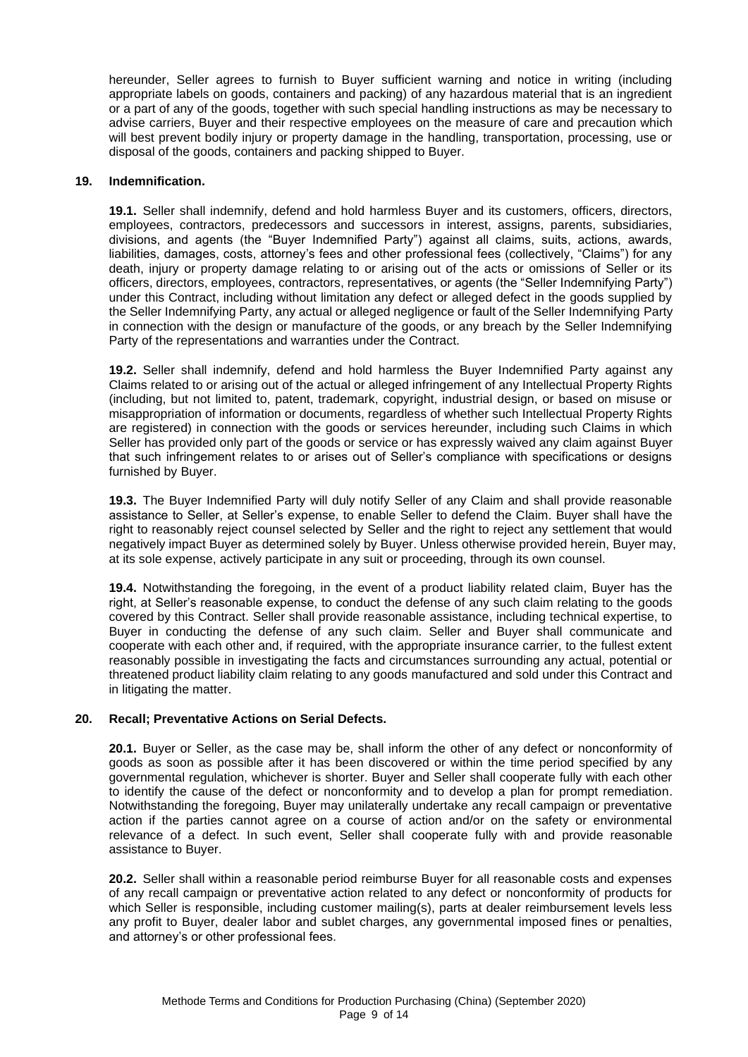hereunder, Seller agrees to furnish to Buyer sufficient warning and notice in writing (including appropriate labels on goods, containers and packing) of any hazardous material that is an ingredient or a part of any of the goods, together with such special handling instructions as may be necessary to advise carriers, Buyer and their respective employees on the measure of care and precaution which will best prevent bodily injury or property damage in the handling, transportation, processing, use or disposal of the goods, containers and packing shipped to Buyer.

## 19. Indemnification.

**19.1.** Seller shall indemnify, defend and hold harmless Buyer and its customers, officers, directors, employees, contractors, predecessors and successors in interest, assigns, parents, subsidiaries, divisions, and agents (the "Buyer Indemnified Party") against all claims, suits, actions, awards, liabilities, damages, costs, attorney's fees and other professional fees (collectively, "Claims") for any death, injury or property damage relating to or arising out of the acts or omissions of Seller or its officers, directors, employees, contractors, representatives, or agents (the "Seller Indemnifying Party") under this Contract, including without limitation any defect or alleged defect in the goods supplied by the Seller Indemnifying Party, any actual or alleged negligence or fault of the Seller Indemnifying Party in connection with the design or manufacture of the goods, or any breach by the Seller Indemnifying Party of the representations and warranties under the Contract.

**19.2.** Seller shall indemnify, defend and hold harmless the Buyer Indemnified Party against any Claims related to or arising out of the actual or alleged infringement of any Intellectual Property Rights (including, but not limited to, patent, trademark, copyright, industrial design, or based on misuse or misappropriation of information or documents, regardless of whether such Intellectual Property Rights are registered) in connection with the goods or services hereunder, including such Claims in which Seller has provided only part of the goods or service or has expressly waived any claim against Buyer that such infringement relates to or arises out of Seller's compliance with specifications or designs furnished by Buyer.

**19.3.** The Buyer Indemnified Party will duly notify Seller of any Claim and shall provide reasonable assistance to Seller, at Seller's expense, to enable Seller to defend the Claim. Buyer shall have the right to reasonably reject counsel selected by Seller and the right to reject any settlement that would negatively impact Buyer as determined solely by Buyer. Unless otherwise provided herein, Buyer may, at its sole expense, actively participate in any suit or proceeding, through its own counsel.

**19.4.** Notwithstanding the foregoing, in the event of a product liability related claim, Buyer has the right, at Seller's reasonable expense, to conduct the defense of any such claim relating to the goods covered by this Contract. Seller shall provide reasonable assistance, including technical expertise, to Buyer in conducting the defense of any such claim. Seller and Buyer shall communicate and cooperate with each other and, if required, with the appropriate insurance carrier, to the fullest extent reasonably possible in investigating the facts and circumstances surrounding any actual, potential or threatened product liability claim relating to any goods manufactured and sold under this Contract and in litigating the matter.

## 20. Recall; Preventative Actions on Serial Defects.

**20.1.** Buyer or Seller, as the case may be, shall inform the other of any defect or nonconformity of goods as soon as possible after it has been discovered or within the time period specified by any governmental regulation, whichever is shorter. Buyer and Seller shall cooperate fully with each other to identify the cause of the defect or nonconformity and to develop a plan for prompt remediation. Notwithstanding the foregoing, Buyer may unilaterally undertake any recall campaign or preventative action if the parties cannot agree on a course of action and/or on the safety or environmental relevance of a defect. In such event, Seller shall cooperate fully with and provide reasonable assistance to Buyer.

**20.2.** Seller shall within a reasonable period reimburse Buyer for all reasonable costs and expenses of any recall campaign or preventative action related to any defect or nonconformity of products for which Seller is responsible, including customer mailing(s), parts at dealer reimbursement levels less any profit to Buyer, dealer labor and sublet charges, any governmental imposed fines or penalties, and attorney's or other professional fees.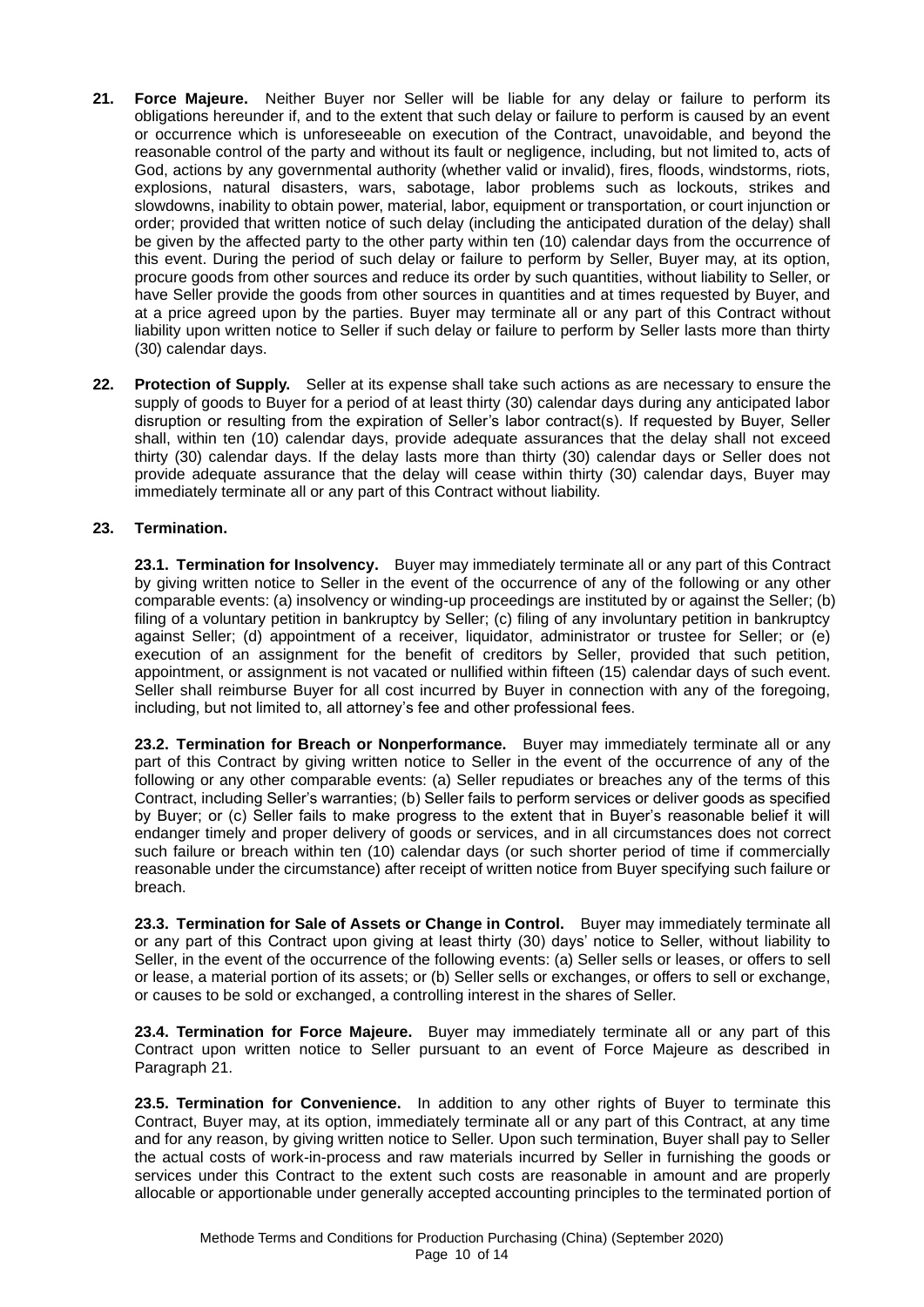**21. Force Majeure.** Neither Buyer nor Seller will be liable for any delay or failure to perform its obligations hereunder if, and to the extent that such delay or failure to perform is caused by an event or occurrence which is unforeseeable on execution of the Contract, unavoidable, and beyond the reasonable control of the party and without its fault or negligence, including, but not limited to, acts of God, actions by any governmental authority (whether valid or invalid), fires, floods, windstorms, riots, explosions, natural disasters, wars, sabotage, labor problems such as lockouts, strikes and slowdowns, inability to obtain power, material, labor, equipment or transportation, or court injunction or order; provided that written notice of such delay (including the anticipated duration of the delay) shall be given by the affected party to the other party within ten (10) calendar days from the occurrence of this event. During the period of such delay or failure to perform by Seller, Buyer may, at its option, procure goods from other sources and reduce its order by such quantities, without liability to Seller, or have Seller provide the goods from other sources in quantities and at times requested by Buyer, and at a price agreed upon by the parties. Buyer may terminate all or any part of this Contract without liability upon written notice to Seller if such delay or failure to perform by Seller lasts more than thirty (30) calendar days.

**22. Protection of Supply.** Seller at its expense shall take such actions as are necessary to ensure the supply of goods to Buyer for a period of at least thirty (30) calendar days during any anticipated labor disruption or resulting from the expiration of Seller's labor contract(s). If requested by Buyer, Seller shall, within ten (10) calendar days, provide adequate assurances that the delay shall not exceed thirty (30) calendar days. If the delay lasts more than thirty (30) calendar days or Seller does not provide adequate assurance that the delay will cease within thirty (30) calendar days, Buyer may immediately terminate all or any part of this Contract without liability.

**23. Termination.**

**23.1. Termination for Insolvency.** Buyer may immediately terminate all or any part of this Contract by giving written notice to Seller in the event of the occurrence of any of the following or any other comparable events: (a) insolvency or winding-up proceedings are instituted by or against the Seller; (b) filing of a voluntary petition in bankruptcy by Seller; (c) filing of any involuntary petition in bankruptcy against Seller; (d) appointment of a receiver, liquidator, administrator or trustee for Seller; or (e) execution of an assignment for the benefit of creditors by Seller, provided that such petition, appointment, or assignment is not vacated or nullified within fifteen (15) calendar days of such event. Seller shall reimburse Buyer for all cost incurred by Buyer in connection with any of the foregoing, including, but not limited to, all attorney's fee and other professional fees.

**23.2. Termination for Breach or Nonperformance.** Buyer may immediately terminate all or any part of this Contract by giving written notice to Seller in the event of the occurrence of any of the following or any other comparable events: (a) Seller repudiates or breaches any of the terms of this Contract, including Seller's warranties; (b) Seller fails to perform services or deliver goods as specified by Buyer; or (c) Seller fails to make progress to the extent that in Buyer's reasonable belief it will endanger timely and proper delivery of goods or services, and in all circumstances does not correct such failure or breach within ten (10) calendar days (or such shorter period of time if commercially reasonable under the circumstance) after receipt of written notice from Buyer specifying such failure or breach.

**23.3. Termination for Sale of Assets or Change in Control.** Buyer may immediately terminate all or any part of this Contract upon giving at least thirty (30) days' notice to Seller, without liability to Seller, in the event of the occurrence of the following events: (a) Seller sells or leases, or offers to sell or lease, a material portion of its assets; or (b) Seller sells or exchanges, or offers to sell or exchange, or causes to be sold or exchanged, a controlling interest in the shares of Seller.

**23.4. Termination for Force Majeure.** Buyer may immediately terminate all or any part of this Contract upon written notice to Seller pursuant to an event of Force Majeure as described in Paragraph 21.

**23.5. Termination for Convenience.** In addition to any other rights of Buyer to terminate this Contract, Buyer may, at its option, immediately terminate all or any part of this Contract, at any time and for any reason, by giving written notice to Seller. Upon such termination, Buyer shall pay to Seller the actual costs of work-in-process and raw materials incurred by Seller in furnishing the goods or services under this Contract to the extent such costs are reasonable in amount and are properly allocable or apportionable under generally accepted accounting principles to the terminated portion of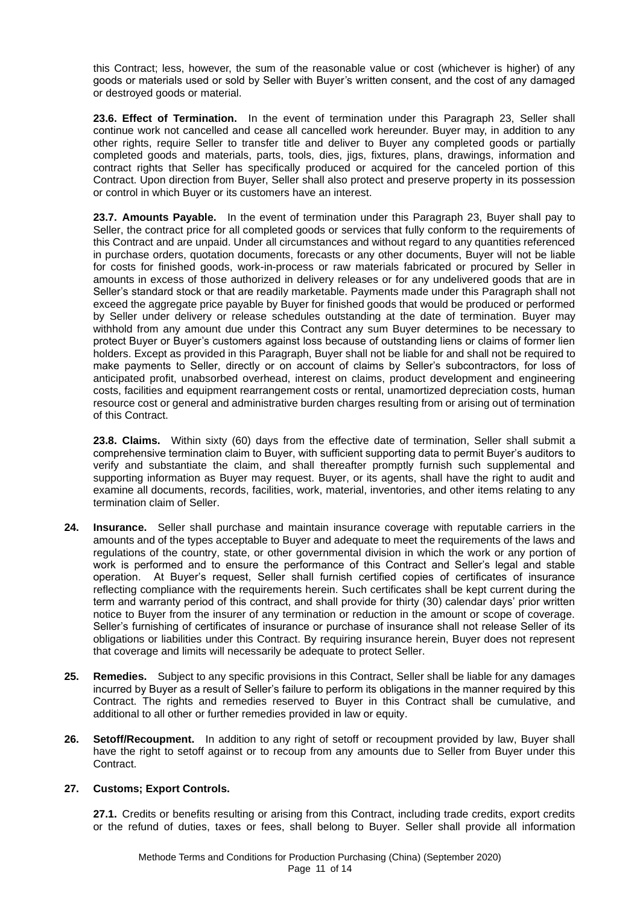this Contract; less, however, the sum of the reasonable value or cost (whichever is higher) of any goods or materials used or sold by Seller with Buyer's written consent, and the cost of any damaged or destroyed goods or material.

**23.6. Effect of Termination.** In the event of termination under this Paragraph 23, Seller shall continue work not cancelled and cease all cancelled work hereunder. Buyer may, in addition to any other rights, require Seller to transfer title and deliver to Buyer any completed goods or partially completed goods and materials, parts, tools, dies, jigs, fixtures, plans, drawings, information and contract rights that Seller has specifically produced or acquired for the canceled portion of this Contract. Upon direction from Buyer, Seller shall also protect and preserve property in its possession or control in which Buyer or its customers have an interest.

**23.7. Amounts Payable.** In the event of termination under this Paragraph 23, Buyer shall pay to Seller, the contract price for all completed goods or services that fully conform to the requirements of this Contract and are unpaid. Under all circumstances and without regard to any quantities referenced in purchase orders, quotation documents, forecasts or any other documents, Buyer will not be liable for costs for finished goods, work-in-process or raw materials fabricated or procured by Seller in amounts in excess of those authorized in delivery releases or for any undelivered goods that are in Seller's standard stock or that are readily marketable. Payments made under this Paragraph shall not exceed the aggregate price payable by Buyer for finished goods that would be produced or performed by Seller under delivery or release schedules outstanding at the date of termination. Buyer may withhold from any amount due under this Contract any sum Buyer determines to be necessary to protect Buyer or Buyer's customers against loss because of outstanding liens or claims of former lien holders. Except as provided in this Paragraph, Buyer shall not be liable for and shall not be required to make payments to Seller, directly or on account of claims by Seller's subcontractors, for loss of anticipated profit, unabsorbed overhead, interest on claims, product development and engineering costs, facilities and equipment rearrangement costs or rental, unamortized depreciation costs, human resource cost or general and administrative burden charges resulting from or arising out of termination of this Contract.

**23.8. Claims.** Within sixty (60) days from the effective date of termination, Seller shall submit a comprehensive termination claim to Buyer, with sufficient supporting data to permit Buyer's auditors to verify and substantiate the claim, and shall thereafter promptly furnish such supplemental and supporting information as Buyer may request. Buyer, or its agents, shall have the right to audit and examine all documents, records, facilities, work, material, inventories, and other items relating to any termination claim of Seller.

**24. Insurance.** Seller shall purchase and maintain insurance coverage with reputable carriers in the amounts and of the types acceptable to Buyer and adequate to meet the requirements of the laws and regulations of the country, state, or other governmental division in which the work or any portion of work is performed and to ensure the performance of this Contract and Seller's legal and stable operation. At Buyer's request, Seller shall furnish certified copies of certificates of insurance reflecting compliance with the requirements herein. Such certificates shall be kept current during the term and warranty period of this contract, and shall provide for thirty (30) calendar days' prior written notice to Buyer from the insurer of any termination or reduction in the amount or scope of coverage. Seller's furnishing of certificates of insurance or purchase of insurance shall not release Seller of its obligations or liabilities under this Contract. By requiring insurance herein, Buyer does not represent that coverage and limits will necessarily be adequate to protect Seller.

**25. Remedies.** Subject to any specific provisions in this Contract, Seller shall be liable for any damages incurred by Buyer as a result of Seller's failure to perform its obligations in the manner required by this Contract. The rights and remedies reserved to Buyer in this Contract shall be cumulative, and additional to all other or further remedies provided in law or equity.

**26. Setoff/Recoupment.** In addition to any right of setoff or recoupment provided by law, Buyer shall have the right to setoff against or to recoup from any amounts due to Seller from Buyer under this Contract.

**27. Customs; Export Controls.**

**27.1.** Credits or benefits resulting or arising from this Contract, including trade credits, export credits or the refund of duties, taxes or fees, shall belong to Buyer. Seller shall provide all information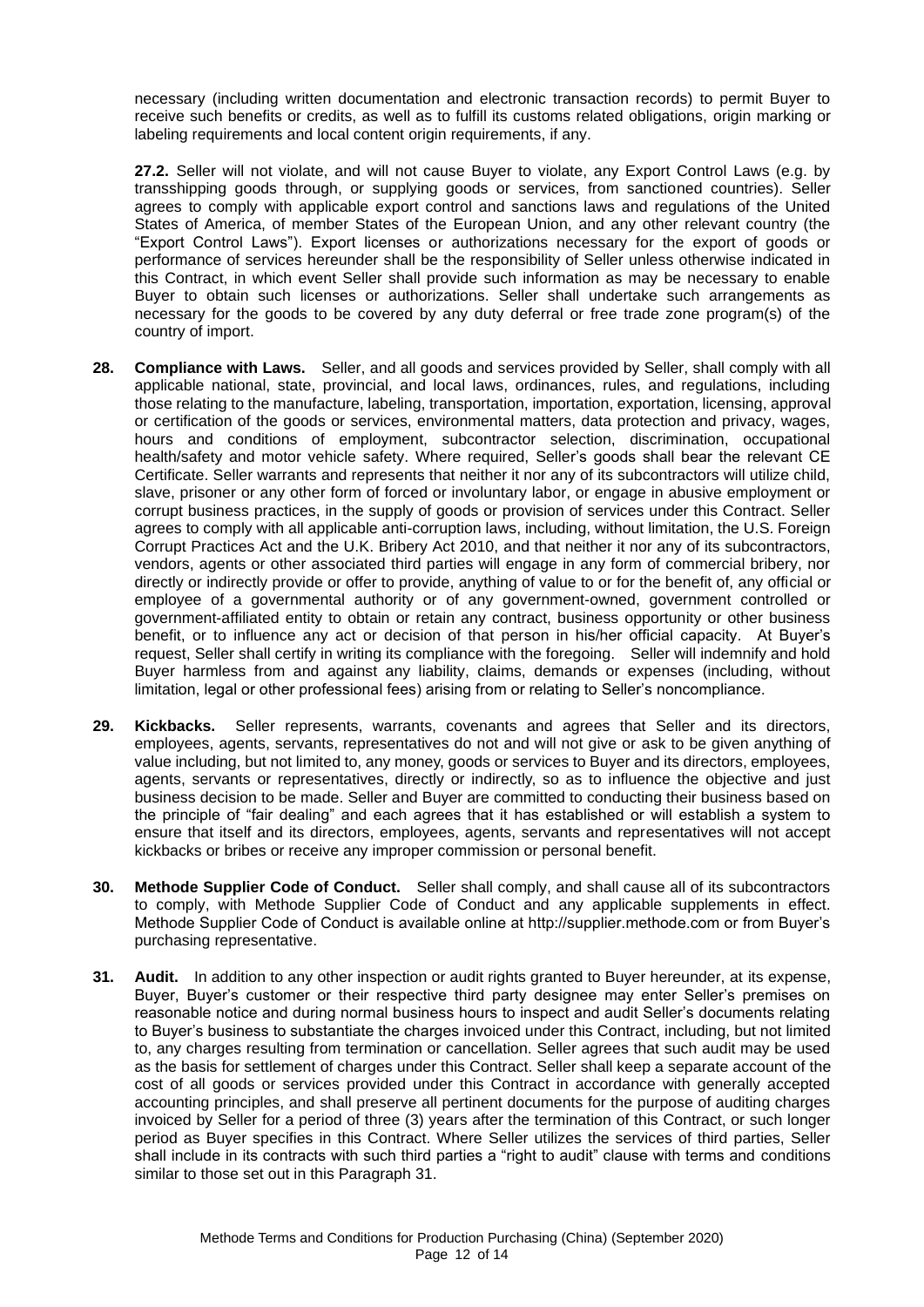necessary (including written documentation and electronic transaction records) to permit Buyer to receive such benefits or credits, as well as to fulfill its customs related obligations, origin marking or labeling requirements and local content origin requirements, if any.

**27.2.** Seller will not violate, and will not cause Buyer to violate, any Export Control Laws (e.g. by transshipping goods through, or supplying goods or services, from sanctioned countries). Seller agrees to comply with applicable export control and sanctions laws and regulations of the United States of America, of member States of the European Union, and any other relevant country (the "Export Control Laws"). Export licenses or authorizations necessary for the export of goods or performance of services hereunder shall be the responsibility of Seller unless otherwise indicated in this Contract, in which event Seller shall provide such information as may be necessary to enable Buyer to obtain such licenses or authorizations. Seller shall undertake such arrangements as necessary for the goods to be covered by any duty deferral or free trade zone program(s) of the country of import.

**28. Compliance with Laws.** Seller, and all goods and services provided by Seller, shall comply with all applicable national, state, provincial, and local laws, ordinances, rules, and regulations, including those relating to the manufacture, labeling, transportation, importation, exportation, licensing, approval or certification of the goods or services, environmental matters, data protection and privacy, wages, hours and conditions of employment, subcontractor selection, discrimination, occupational health/safety and motor vehicle safety. Where required, Seller's goods shall bear the relevant CE Certificate. Seller warrants and represents that neither it nor any of its subcontractors will utilize child, slave, prisoner or any other form of forced or involuntary labor, or engage in abusive employment or corrupt business practices, in the supply of goods or provision of services under this Contract. Seller agrees to comply with all applicable anti-corruption laws, including, without limitation, the U.S. Foreign Corrupt Practices Act and the U.K. Bribery Act 2010, and that neither it nor any of its subcontractors, vendors, agents or other associated third parties will engage in any form of commercial bribery, nor directly or indirectly provide or offer to provide, anything of value to or for the benefit of, any official or employee of a governmental authority or of any government-owned, government controlled or government-affiliated entity to obtain or retain any contract, business opportunity or other business benefit, or to influence any act or decision of that person in his/her official capacity. At Buyer's request, Seller shall certify in writing its compliance with the foregoing. Seller will indemnify and hold Buyer harmless from and against any liability, claims, demands or expenses (including, without limitation, legal or other professional fees) arising from or relating to Seller's noncompliance.

**29. Kickbacks.** Seller represents, warrants, covenants and agrees that Seller and its directors, employees, agents, servants, representatives do not and will not give or ask to be given anything of value including, but not limited to, any money, goods or services to Buyer and its directors, employees, agents, servants or representatives, directly or indirectly, so as to influence the objective and just business decision to be made. Seller and Buyer are committed to conducting their business based on the principle of "fair dealing" and each agrees that it has established or will establish a system to ensure that itself and its directors, employees, agents, servants and representatives will not accept kickbacks or bribes or receive any improper commission or personal benefit.

**30. Methode Supplier Code of Conduct.** Seller shall comply, and shall cause all of its subcontractors to comply, with Methode Supplier Code of Conduct and any applicable supplements in effect. Methode Supplier Code of Conduct is available online at http://supplier.methode.com or from Buyer's purchasing representative.

**31. Audit.** In addition to any other inspection or audit rights granted to Buyer hereunder, at its expense, Buyer, Buyer's customer or their respective third party designee may enter Seller's premises on reasonable notice and during normal business hours to inspect and audit Seller's documents relating to Buyer's business to substantiate the charges invoiced under this Contract, including, but not limited to, any charges resulting from termination or cancellation. Seller agrees that such audit may be used as the basis for settlement of charges under this Contract. Seller shall keep a separate account of the cost of all goods or services provided under this Contract in accordance with generally accepted accounting principles, and shall preserve all pertinent documents for the purpose of auditing charges invoiced by Seller for a period of three (3) years after the termination of this Contract, or such longer period as Buyer specifies in this Contract. Where Seller utilizes the services of third parties, Seller shall include in its contracts with such third parties a "right to audit" clause with terms and conditions similar to those set out in this Paragraph 31.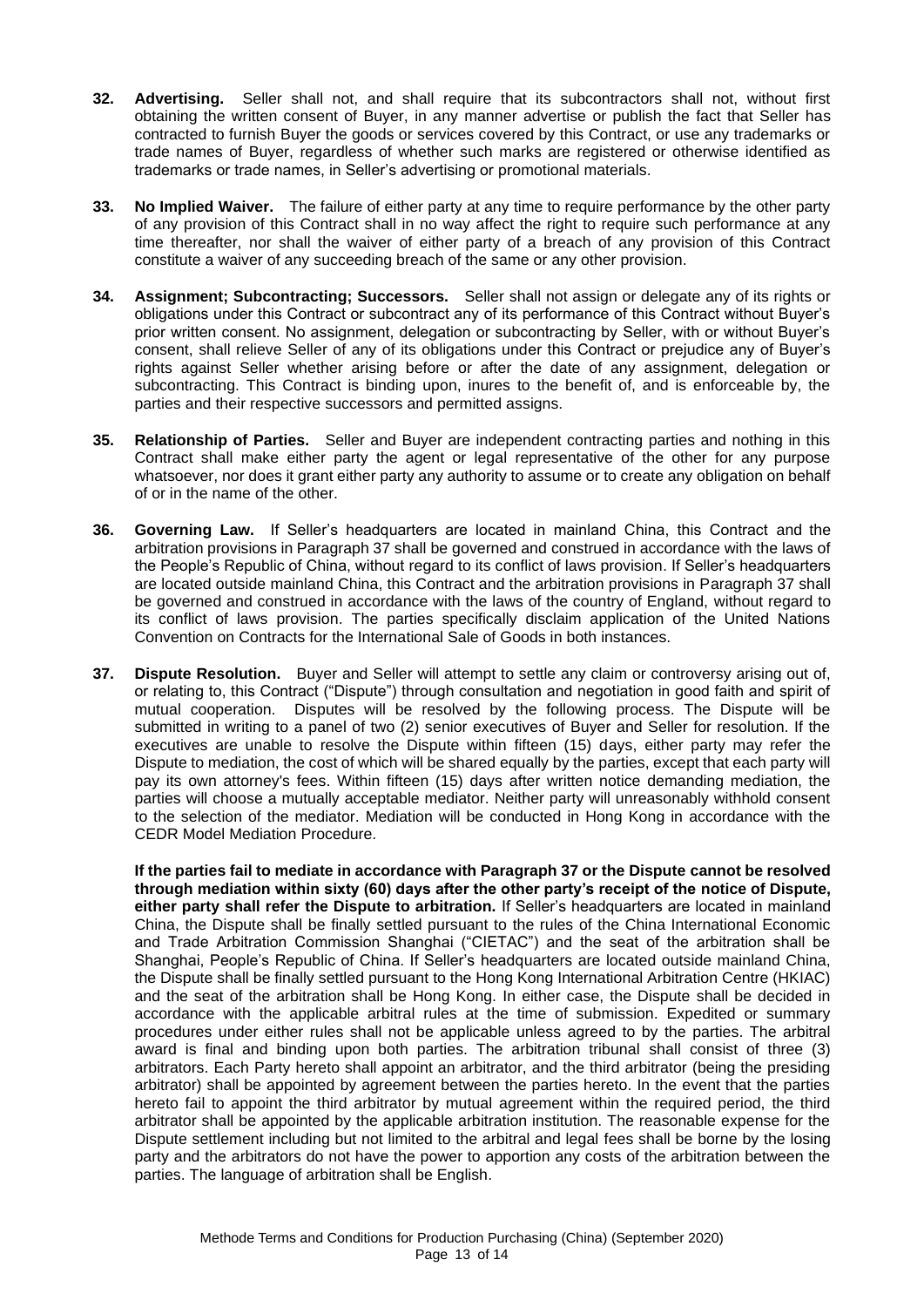**32. Advertising.** Seller shall not, and shall require that its subcontractors shall not, without first obtaining the written consent of Buyer, in any manner advertise or publish the fact that Seller has contracted to furnish Buyer the goods or services covered by this Contract, or use any trademarks or trade names of Buyer, regardless of whether such marks are registered or otherwise identified as trademarks or trade names, in Seller's advertising or promotional materials.

**33. No Implied Waiver.** The failure of either party at any time to require performance by the other party of any provision of this Contract shall in no way affect the right to require such performance at any time thereafter, nor shall the waiver of either party of a breach of any provision of this Contract constitute a waiver of any succeeding breach of the same or any other provision.

**34. Assignment; Subcontracting; Successors.** Seller shall not assign or delegate any of its rights or obligations under this Contract or subcontract any of its performance of this Contract without Buyer's prior written consent. No assignment, delegation or subcontracting by Seller, with or without Buyer's consent, shall relieve Seller of any of its obligations under this Contract or prejudice any of Buyer's rights against Seller whether arising before or after the date of any assignment, delegation or subcontracting. This Contract is binding upon, inures to the benefit of, and is enforceable by, the parties and their respective successors and permitted assigns.

**35. Relationship of Parties.** Seller and Buyer are independent contracting parties and nothing in this Contract shall make either party the agent or legal representative of the other for any purpose whatsoever, nor does it grant either party any authority to assume or to create any obligation on behalf of or in the name of the other.

**36. Governing Law.** If Seller's headquarters are located in mainland China, this Contract and the arbitration provisions in Paragraph 37 shall be governed and construed in accordance with the laws of the People's Republic of China, without regard to its conflict of laws provision. If Seller's headquarters are located outside mainland China, this Contract and the arbitration provisions in Paragraph 37 shall be governed and construed in accordance with the laws of the country of England, without regard to its conflict of laws provision. The parties specifically disclaim application of the United Nations Convention on Contracts for the International Sale of Goods in both instances.

**37. Dispute Resolution.** Buyer and Seller will attempt to settle any claim or controversy arising out of, or relating to, this Contract ("Dispute") through consultation and negotiation in good faith and spirit of mutual cooperation. Disputes will be resolved by the following process. The Dispute will be submitted in writing to a panel of two (2) senior executives of Buyer and Seller for resolution. If the executives are unable to resolve the Dispute within fifteen (15) days, either party may refer the Dispute to mediation, the cost of which will be shared equally by the parties, except that each party will pay its own attorney's fees. Within fifteen (15) days after written notice demanding mediation, the parties will choose a mutually acceptable mediator. Neither party will unreasonably withhold consent to the selection of the mediator. Mediation will be conducted in Hong Kong in accordance with the CEDR Model Mediation Procedure.

**If the parties fail to mediate in accordance with Paragraph 37 or the Dispute cannot be resolved through mediation within sixty (60) days after the other party's receipt of the notice of Dispute, either party shall refer the Dispute to arbitration.** If Seller's headquarters are located in mainland China, the Dispute shall be finally settled pursuant to the rules of the China International Economic and Trade Arbitration Commission Shanghai ("CIETAC") and the seat of the arbitration shall be Shanghai, People's Republic of China. If Seller's headquarters are located outside mainland China, the Dispute shall be finally settled pursuant to the Hong Kong International Arbitration Centre (HKIAC) and the seat of the arbitration shall be Hong Kong. In either case, the Dispute shall be decided in accordance with the applicable arbitral rules at the time of submission. Expedited or summary procedures under either rules shall not be applicable unless agreed to by the parties. The arbitral award is final and binding upon both parties. The arbitration tribunal shall consist of three (3) arbitrators. Each Party hereto shall appoint an arbitrator, and the third arbitrator (being the presiding arbitrator) shall be appointed by agreement between the parties hereto. In the event that the parties hereto fail to appoint the third arbitrator by mutual agreement within the required period, the third arbitrator shall be appointed by the applicable arbitration institution. The reasonable expense for the Dispute settlement including but not limited to the arbitral and legal fees shall be borne by the losing party and the arbitrators do not have the power to apportion any costs of the arbitration between the parties. The language of arbitration shall be English.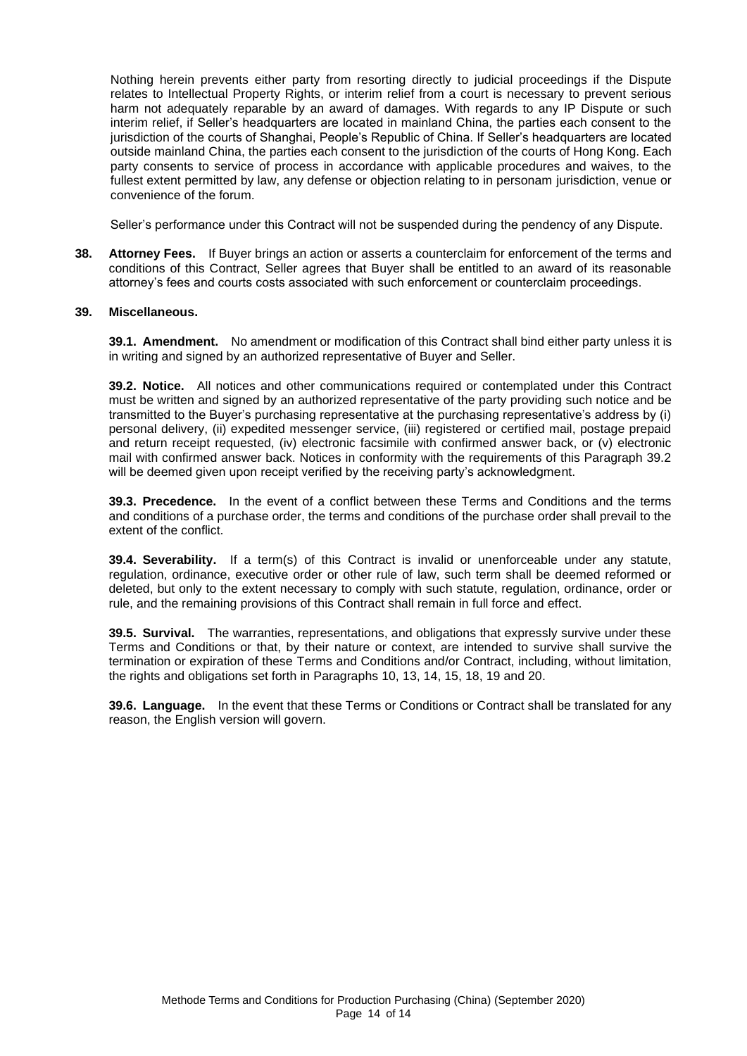Nothing herein prevents either party from resorting directly to judicial proceedings if the Dispute relates to Intellectual Property Rights, or interim relief from a court is necessary to prevent serious harm not adequately reparable by an award of damages. With regards to any IP Dispute or such interim relief, if Seller's headquarters are located in mainland China, the parties each consent to the jurisdiction of the courts of Shanghai, People's Republic of China. If Seller's headquarters are located outside mainland China, the parties each consent to the jurisdiction of the courts of Hong Kong. Each party consents to service of process in accordance with applicable procedures and waives, to the fullest extent permitted by law, any defense or objection relating to in personam jurisdiction, venue or convenience of the forum.

Seller's performance under this Contract will not be suspended during the pendency of any Dispute.

**38. Attorney Fees.** If Buyer brings an action or asserts a counterclaim for enforcement of the terms and conditions of this Contract, Seller agrees that Buyer shall be entitled to an award of its reasonable attorney's fees and courts costs associated with such enforcement or counterclaim proceedings.

**39. Miscellaneous.**

**39.1. Amendment.** No amendment or modification of this Contract shall bind either party unless it is in writing and signed by an authorized representative of Buyer and Seller.

**39.2. Notice.** All notices and other communications required or contemplated under this Contract must be written and signed by an authorized representative of the party providing such notice and be transmitted to the Buyer's purchasing representative at the purchasing representative's address by (i) personal delivery, (ii) expedited messenger service, (iii) registered or certified mail, postage prepaid and return receipt requested, (iv) electronic facsimile with confirmed answer back, or (v) electronic mail with confirmed answer back. Notices in conformity with the requirements of this Paragraph 39.2 will be deemed given upon receipt verified by the receiving party's acknowledgment.

**39.3. Precedence.** In the event of a conflict between these Terms and Conditions and the terms and conditions of a purchase order, the terms and conditions of the purchase order shall prevail to the extent of the conflict.

**39.4. Severability.** If a term(s) of this Contract is invalid or unenforceable under any statute, regulation, ordinance, executive order or other rule of law, such term shall be deemed reformed or deleted, but only to the extent necessary to comply with such statute, regulation, ordinance, order or rule, and the remaining provisions of this Contract shall remain in full force and effect.

**39.5. Survival.** The warranties, representations, and obligations that expressly survive under these Terms and Conditions or that, by their nature or context, are intended to survive shall survive the termination or expiration of these Terms and Conditions and/or Contract, including, without limitation, the rights and obligations set forth in Paragraphs 10, 13, 14, 15, 18, 19 and 20.

**39.6. Language.** In the event that these Terms or Conditions or Contract shall be translated for any reason, the English version will govern.